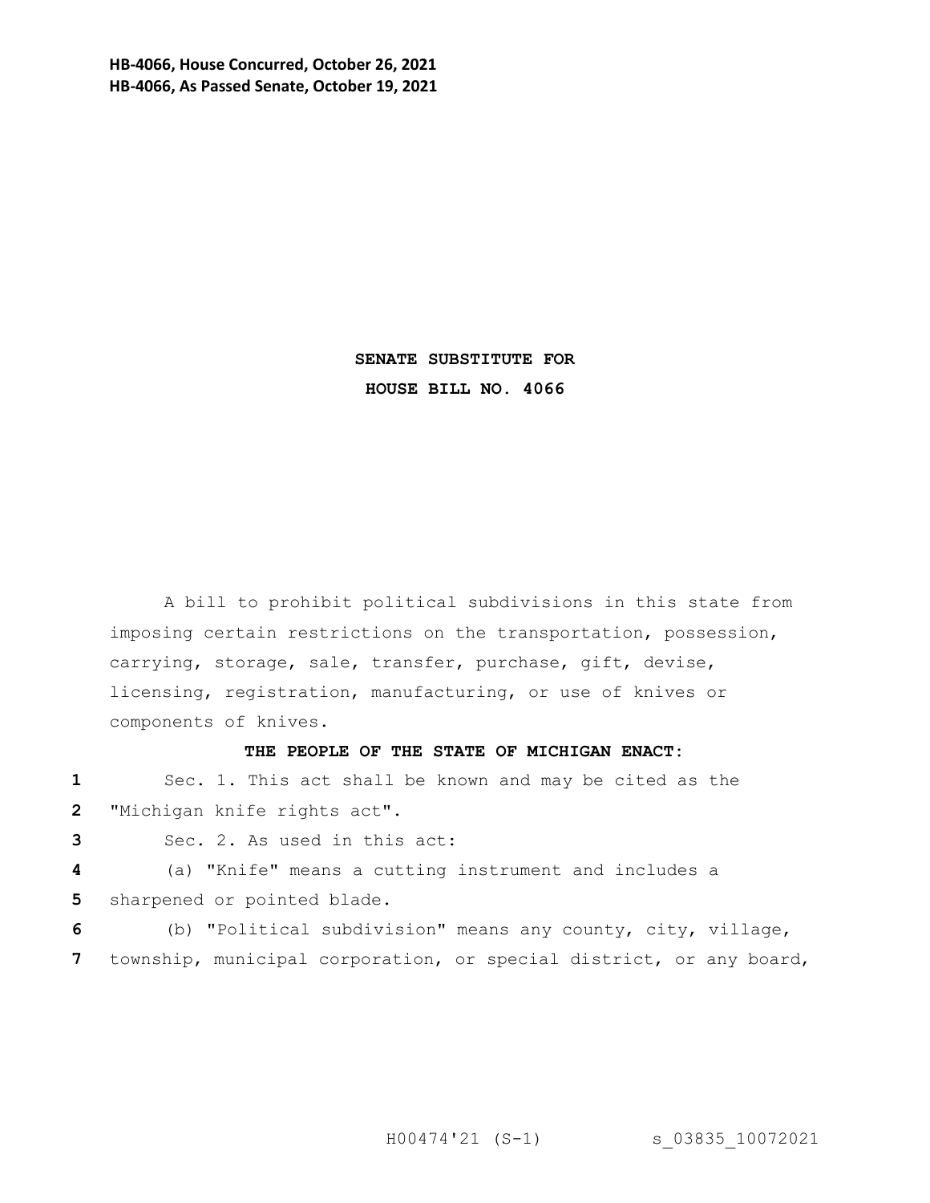**HB-4066, House Concurred, October 26, 2021**
**HB-4066, As Passed Senate, October 19, 2021**

**SENATE SUBSTITUTE FOR**
**HOUSE BILL NO. 4066**

A bill to prohibit political subdivisions in this state from imposing certain restrictions on the transportation, possession, carrying, storage, sale, transfer, purchase, gift, devise, licensing, registration, manufacturing, or use of knives or components of knives.

**THE PEOPLE OF THE STATE OF MICHIGAN ENACT:**

Sec. 1. This act shall be known and may be cited as the "Michigan knife rights act".

Sec. 2. As used in this act:

(a) "Knife" means a cutting instrument and includes a sharpened or pointed blade.

(b) "Political subdivision" means any county, city, village, township, municipal corporation, or special district, or any board,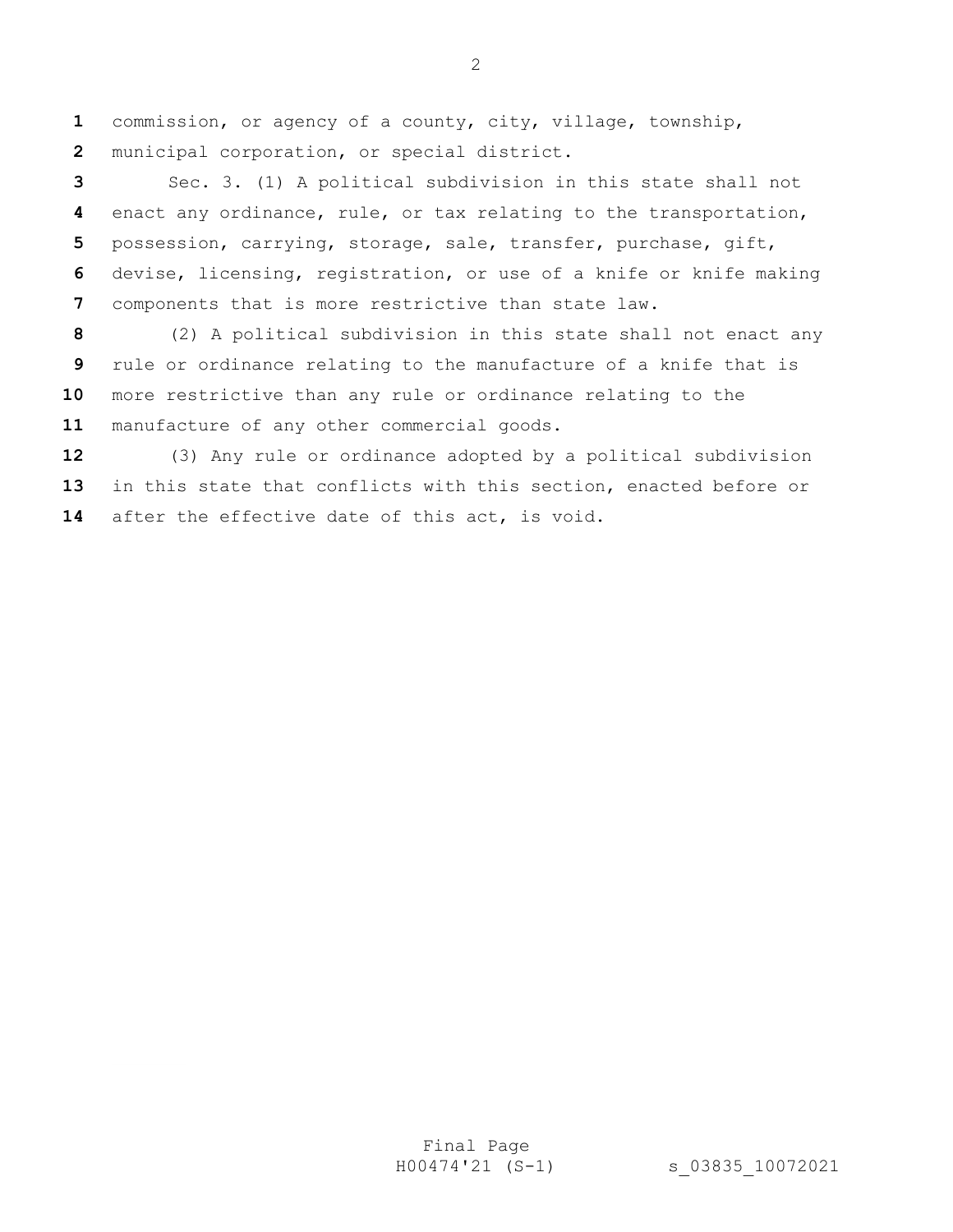commission, or agency of a county, city, village, township, municipal corporation, or special district.

Sec. 3. (1) A political subdivision in this state shall not enact any ordinance, rule, or tax relating to the transportation, possession, carrying, storage, sale, transfer, purchase, gift, devise, licensing, registration, or use of a knife or knife making components that is more restrictive than state law.

(2) A political subdivision in this state shall not enact any rule or ordinance relating to the manufacture of a knife that is more restrictive than any rule or ordinance relating to the manufacture of any other commercial goods.

(3) Any rule or ordinance adopted by a political subdivision in this state that conflicts with this section, enacted before or after the effective date of this act, is void.

Final Page

H00474'21 (S-1) s_03835_10072021